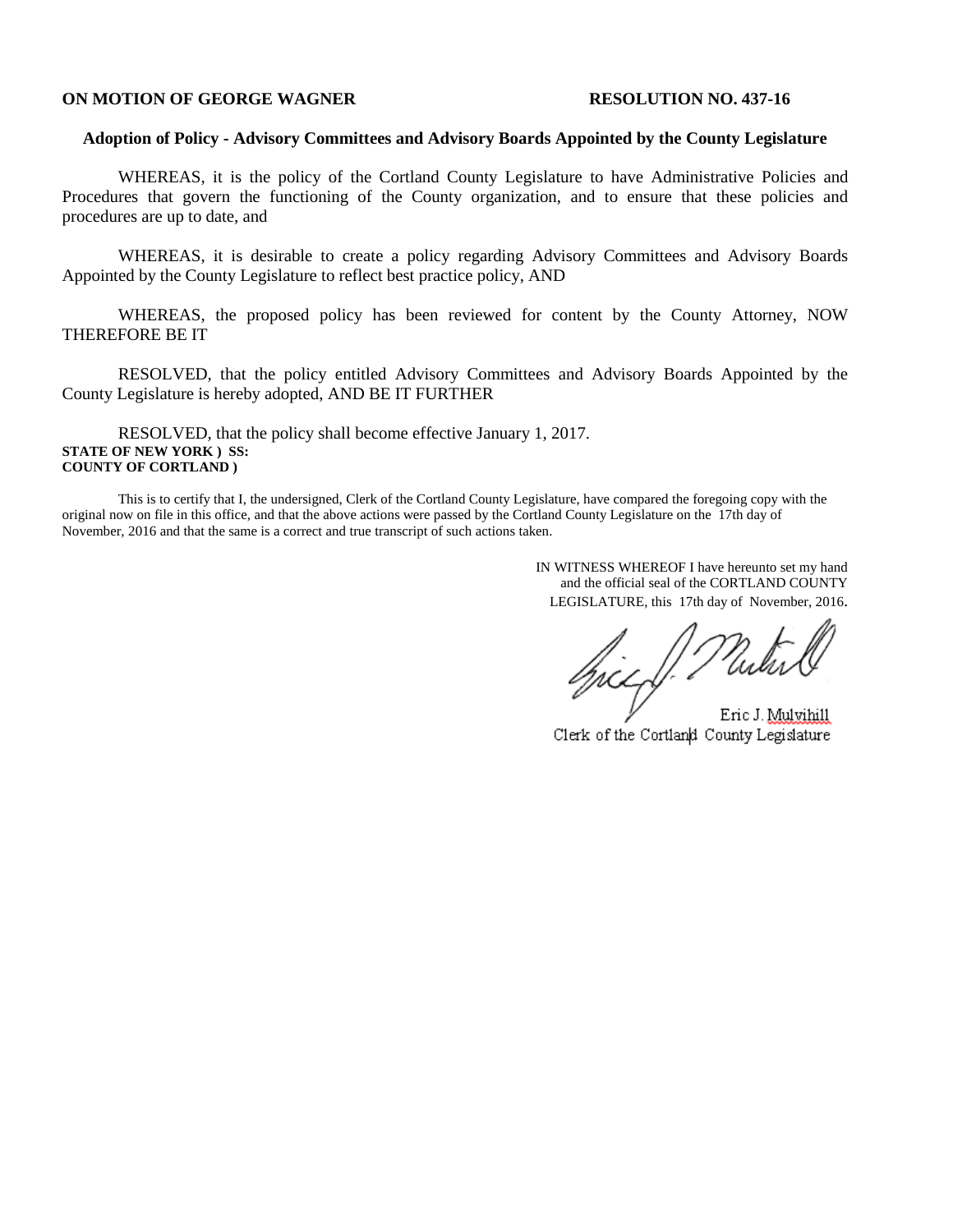**ON MOTION OF GEORGE WAGNER** **RESOLUTION NO. 437-16**

**Adoption of Policy - Advisory Committees and Advisory Boards Appointed by the County Legislature**

WHEREAS, it is the policy of the Cortland County Legislature to have Administrative Policies and Procedures that govern the functioning of the County organization, and to ensure that these policies and procedures are up to date, and

WHEREAS, it is desirable to create a policy regarding Advisory Committees and Advisory Boards Appointed by the County Legislature to reflect best practice policy, AND

WHEREAS, the proposed policy has been reviewed for content by the County Attorney, NOW THEREFORE BE IT

RESOLVED, that the policy entitled Advisory Committees and Advisory Boards Appointed by the County Legislature is hereby adopted, AND BE IT FURTHER

RESOLVED, that the policy shall become effective January 1, 2017.

**STATE OF NEW YORK ) SS:**
**COUNTY OF CORTLAND )**

This is to certify that I, the undersigned, Clerk of the Cortland County Legislature, have compared the foregoing copy with the original now on file in this office, and that the above actions were passed by the Cortland County Legislature on the 17th day of November, 2016 and that the same is a correct and true transcript of such actions taken.

IN WITNESS WHEREOF I have hereunto set my hand and the official seal of the CORTLAND COUNTY LEGISLATURE, this 17th day of November, 2016.

Eric J. Mulvihill
Clerk of the Cortland County Legislature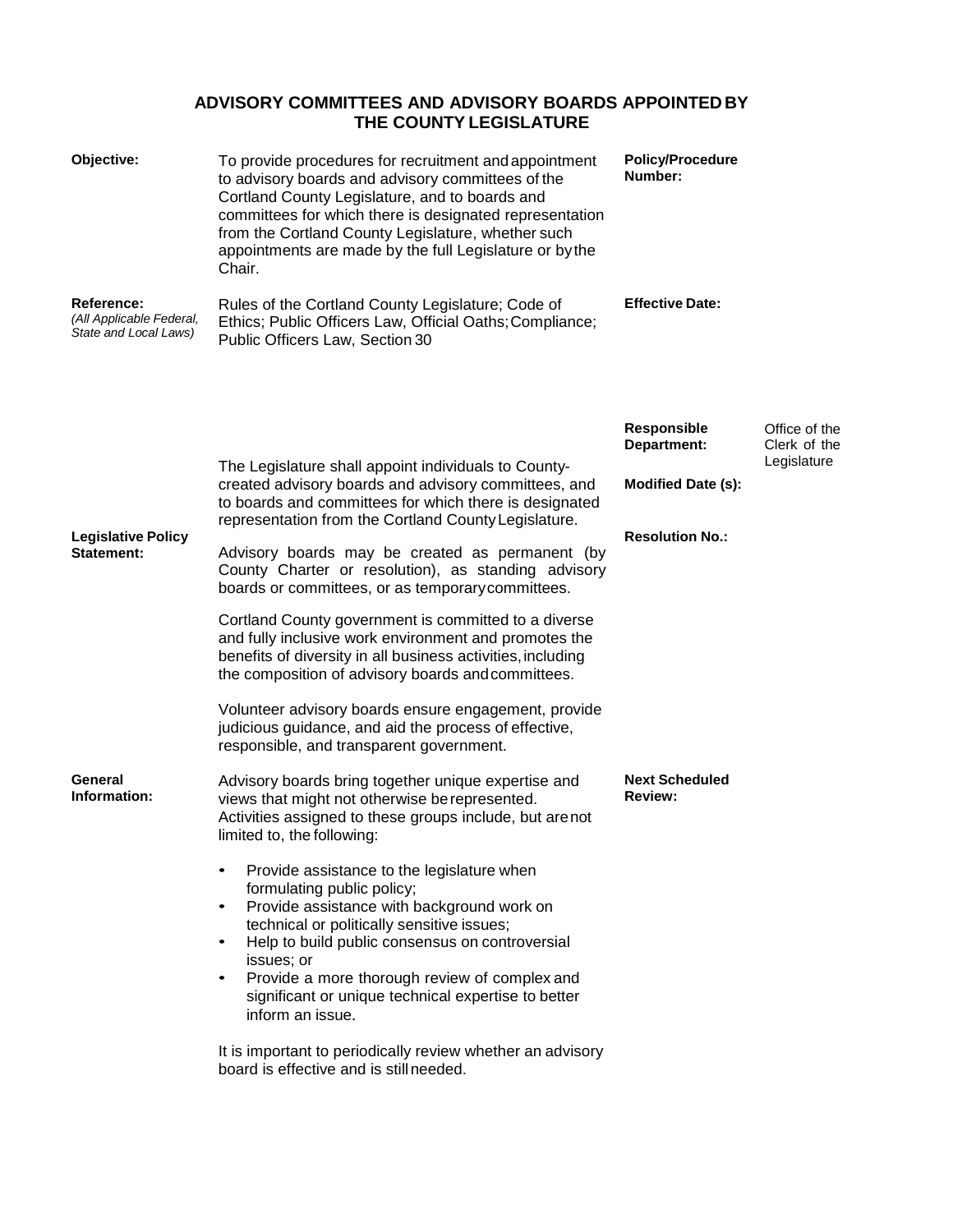# ADVISORY COMMITTEES AND ADVISORY BOARDS APPOINTED BY THE COUNTY LEGISLATURE

| | | | |
|---|---|---|---|
| **Objective:** | To provide procedures for recruitment and appointment to advisory boards and advisory committees of the Cortland County Legislature, and to boards and committees for which there is designated representation from the Cortland County Legislature, whether such appointments are made by the full Legislature or by the Chair. | **Policy/Procedure Number:** | |
| **Reference:** *(All Applicable Federal, State and Local Laws)* | Rules of the Cortland County Legislature; Code of Ethics; Public Officers Law, Official Oaths; Compliance; Public Officers Law, Section 30 | **Effective Date:** | |
| | | **Responsible Department:** | Office of the Clerk of the Legislature |
| | | **Modified Date (s):** | |
| | | **Resolution No.:** | |
| | | **Next Scheduled Review:** | |

**Legislative Policy Statement:**

The Legislature shall appoint individuals to County-created advisory boards and advisory committees, and to boards and committees for which there is designated representation from the Cortland County Legislature.

Advisory boards may be created as permanent (by County Charter or resolution), as standing advisory boards or committees, or as temporary committees.

Cortland County government is committed to a diverse and fully inclusive work environment and promotes the benefits of diversity in all business activities, including the composition of advisory boards and committees.

Volunteer advisory boards ensure engagement, provide judicious guidance, and aid the process of effective, responsible, and transparent government.

**General Information:**

Advisory boards bring together unique expertise and views that might not otherwise be represented. Activities assigned to these groups include, but are not limited to, the following:

- Provide assistance to the legislature when formulating public policy;
- Provide assistance with background work on technical or politically sensitive issues;
- Help to build public consensus on controversial issues; or
- Provide a more thorough review of complex and significant or unique technical expertise to better inform an issue.

It is important to periodically review whether an advisory board is effective and is still needed.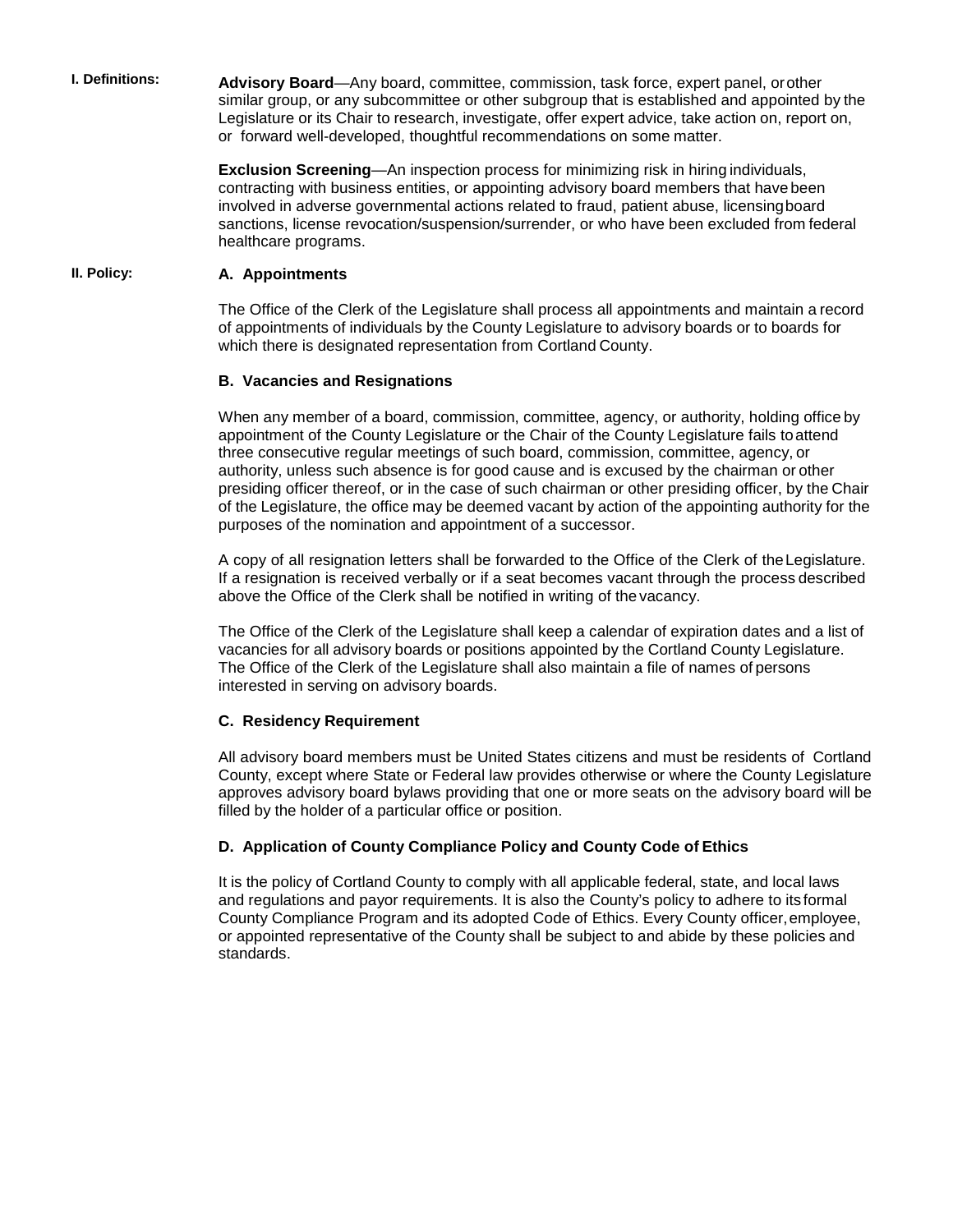**I. Definitions:**

**Advisory Board**—Any board, committee, commission, task force, expert panel, or other similar group, or any subcommittee or other subgroup that is established and appointed by the Legislature or its Chair to research, investigate, offer expert advice, take action on, report on, or forward well-developed, thoughtful recommendations on some matter.

**Exclusion Screening**—An inspection process for minimizing risk in hiring individuals, contracting with business entities, or appointing advisory board members that have been involved in adverse governmental actions related to fraud, patient abuse, licensing board sanctions, license revocation/suspension/surrender, or who have been excluded from federal healthcare programs.

**II. Policy:**

**A. Appointments**

The Office of the Clerk of the Legislature shall process all appointments and maintain a record of appointments of individuals by the County Legislature to advisory boards or to boards for which there is designated representation from Cortland County.

**B. Vacancies and Resignations**

When any member of a board, commission, committee, agency, or authority, holding office by appointment of the County Legislature or the Chair of the County Legislature fails to attend three consecutive regular meetings of such board, commission, committee, agency, or authority, unless such absence is for good cause and is excused by the chairman or other presiding officer thereof, or in the case of such chairman or other presiding officer, by the Chair of the Legislature, the office may be deemed vacant by action of the appointing authority for the purposes of the nomination and appointment of a successor.

A copy of all resignation letters shall be forwarded to the Office of the Clerk of the Legislature. If a resignation is received verbally or if a seat becomes vacant through the process described above the Office of the Clerk shall be notified in writing of the vacancy.

The Office of the Clerk of the Legislature shall keep a calendar of expiration dates and a list of vacancies for all advisory boards or positions appointed by the Cortland County Legislature. The Office of the Clerk of the Legislature shall also maintain a file of names of persons interested in serving on advisory boards.

**C. Residency Requirement**

All advisory board members must be United States citizens and must be residents of Cortland County, except where State or Federal law provides otherwise or where the County Legislature approves advisory board bylaws providing that one or more seats on the advisory board will be filled by the holder of a particular office or position.

**D. Application of County Compliance Policy and County Code of Ethics**

It is the policy of Cortland County to comply with all applicable federal, state, and local laws and regulations and payor requirements. It is also the County's policy to adhere to its formal County Compliance Program and its adopted Code of Ethics. Every County officer, employee, or appointed representative of the County shall be subject to and abide by these policies and standards.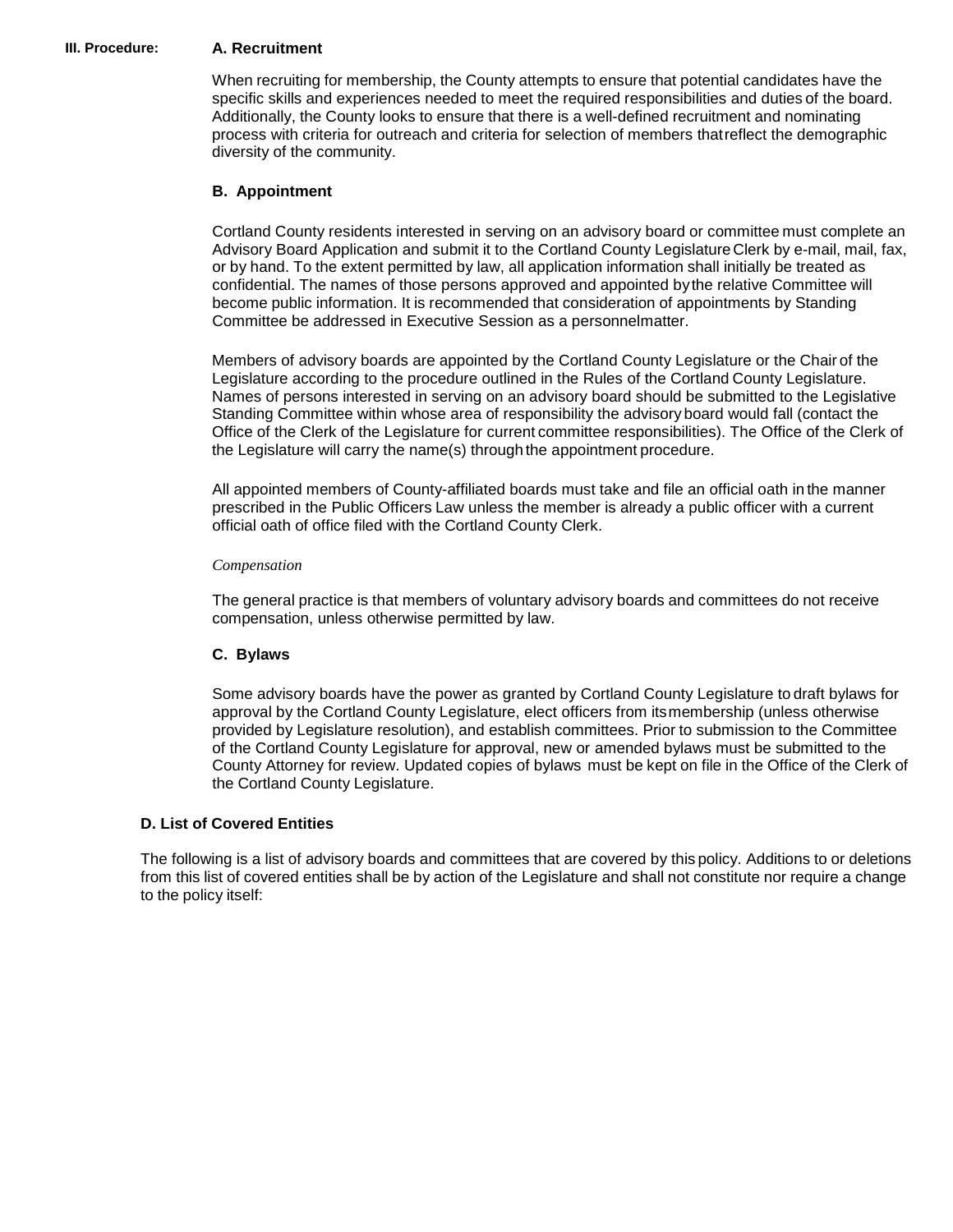**III. Procedure:**

### A. Recruitment

When recruiting for membership, the County attempts to ensure that potential candidates have the specific skills and experiences needed to meet the required responsibilities and duties of the board. Additionally, the County looks to ensure that there is a well-defined recruitment and nominating process with criteria for outreach and criteria for selection of members that reflect the demographic diversity of the community.

### B. Appointment

Cortland County residents interested in serving on an advisory board or committee must complete an Advisory Board Application and submit it to the Cortland County Legislature Clerk by e-mail, mail, fax, or by hand. To the extent permitted by law, all application information shall initially be treated as confidential. The names of those persons approved and appointed by the relative Committee will become public information. It is recommended that consideration of appointments by Standing Committee be addressed in Executive Session as a personnel matter.

Members of advisory boards are appointed by the Cortland County Legislature or the Chair of the Legislature according to the procedure outlined in the Rules of the Cortland County Legislature. Names of persons interested in serving on an advisory board should be submitted to the Legislative Standing Committee within whose area of responsibility the advisory board would fall (contact the Office of the Clerk of the Legislature for current committee responsibilities). The Office of the Clerk of the Legislature will carry the name(s) through the appointment procedure.

All appointed members of County-affiliated boards must take and file an official oath in the manner prescribed in the Public Officers Law unless the member is already a public officer with a current official oath of office filed with the Cortland County Clerk.

*Compensation*

The general practice is that members of voluntary advisory boards and committees do not receive compensation, unless otherwise permitted by law.

### C. Bylaws

Some advisory boards have the power as granted by Cortland County Legislature to draft bylaws for approval by the Cortland County Legislature, elect officers from its membership (unless otherwise provided by Legislature resolution), and establish committees. Prior to submission to the Committee of the Cortland County Legislature for approval, new or amended bylaws must be submitted to the County Attorney for review. Updated copies of bylaws must be kept on file in the Office of the Clerk of the Cortland County Legislature.

### D. List of Covered Entities

The following is a list of advisory boards and committees that are covered by this policy. Additions to or deletions from this list of covered entities shall be by action of the Legislature and shall not constitute nor require a change to the policy itself: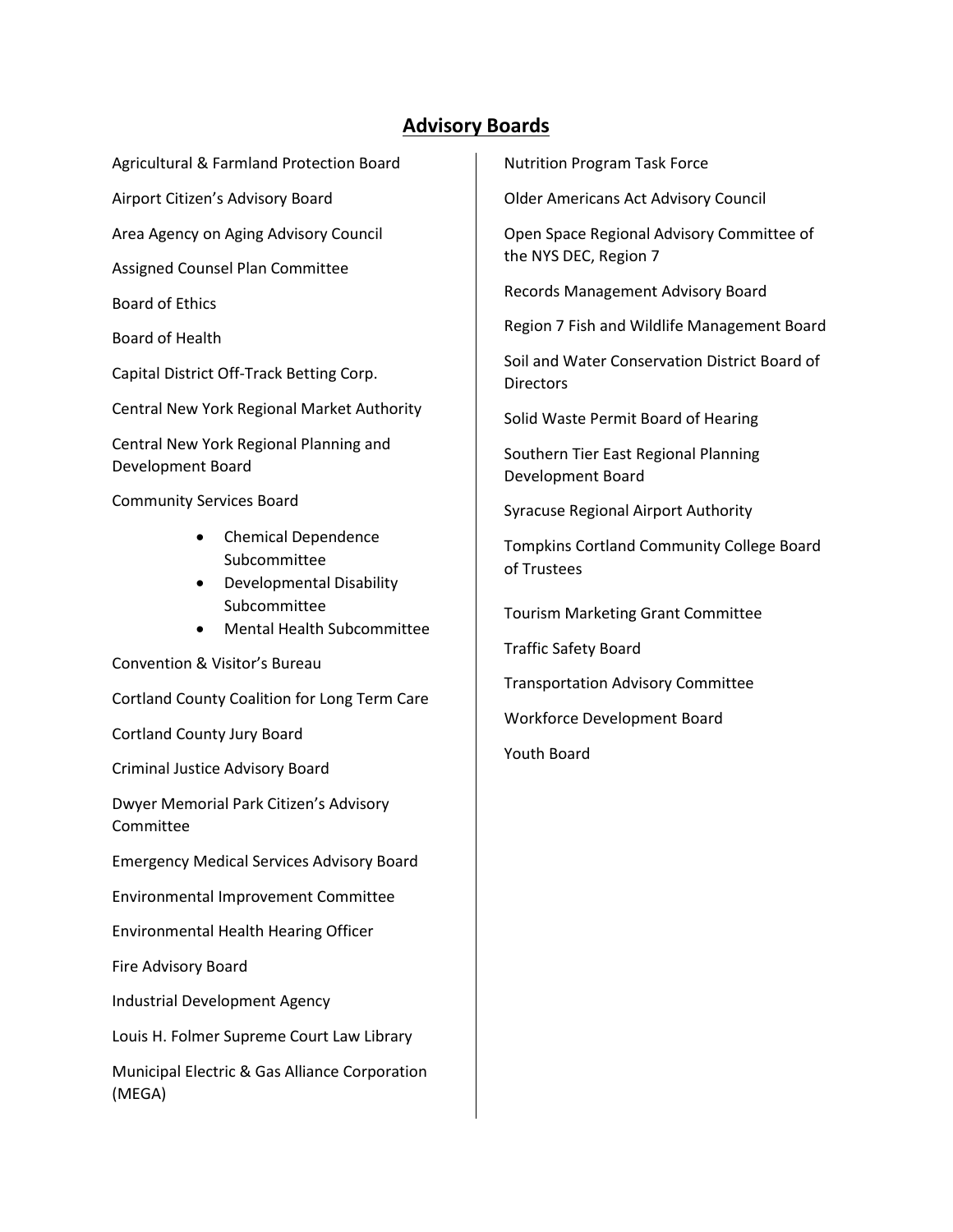# Advisory Boards

Agricultural & Farmland Protection Board

Airport Citizen's Advisory Board

Area Agency on Aging Advisory Council

Assigned Counsel Plan Committee

Board of Ethics

Board of Health

Capital District Off-Track Betting Corp.

Central New York Regional Market Authority

Central New York Regional Planning and Development Board

Community Services Board

- Chemical Dependence Subcommittee
- Developmental Disability Subcommittee
- Mental Health Subcommittee

Convention & Visitor's Bureau

Cortland County Coalition for Long Term Care

Cortland County Jury Board

Criminal Justice Advisory Board

Dwyer Memorial Park Citizen's Advisory Committee

Emergency Medical Services Advisory Board

Environmental Improvement Committee

Environmental Health Hearing Officer

Fire Advisory Board

Industrial Development Agency

Louis H. Folmer Supreme Court Law Library

Municipal Electric & Gas Alliance Corporation (MEGA)

Nutrition Program Task Force

Older Americans Act Advisory Council

Open Space Regional Advisory Committee of the NYS DEC, Region 7

Records Management Advisory Board

Region 7 Fish and Wildlife Management Board

Soil and Water Conservation District Board of Directors

Solid Waste Permit Board of Hearing

Southern Tier East Regional Planning Development Board

Syracuse Regional Airport Authority

Tompkins Cortland Community College Board of Trustees

Tourism Marketing Grant Committee

Traffic Safety Board

Transportation Advisory Committee

Workforce Development Board

Youth Board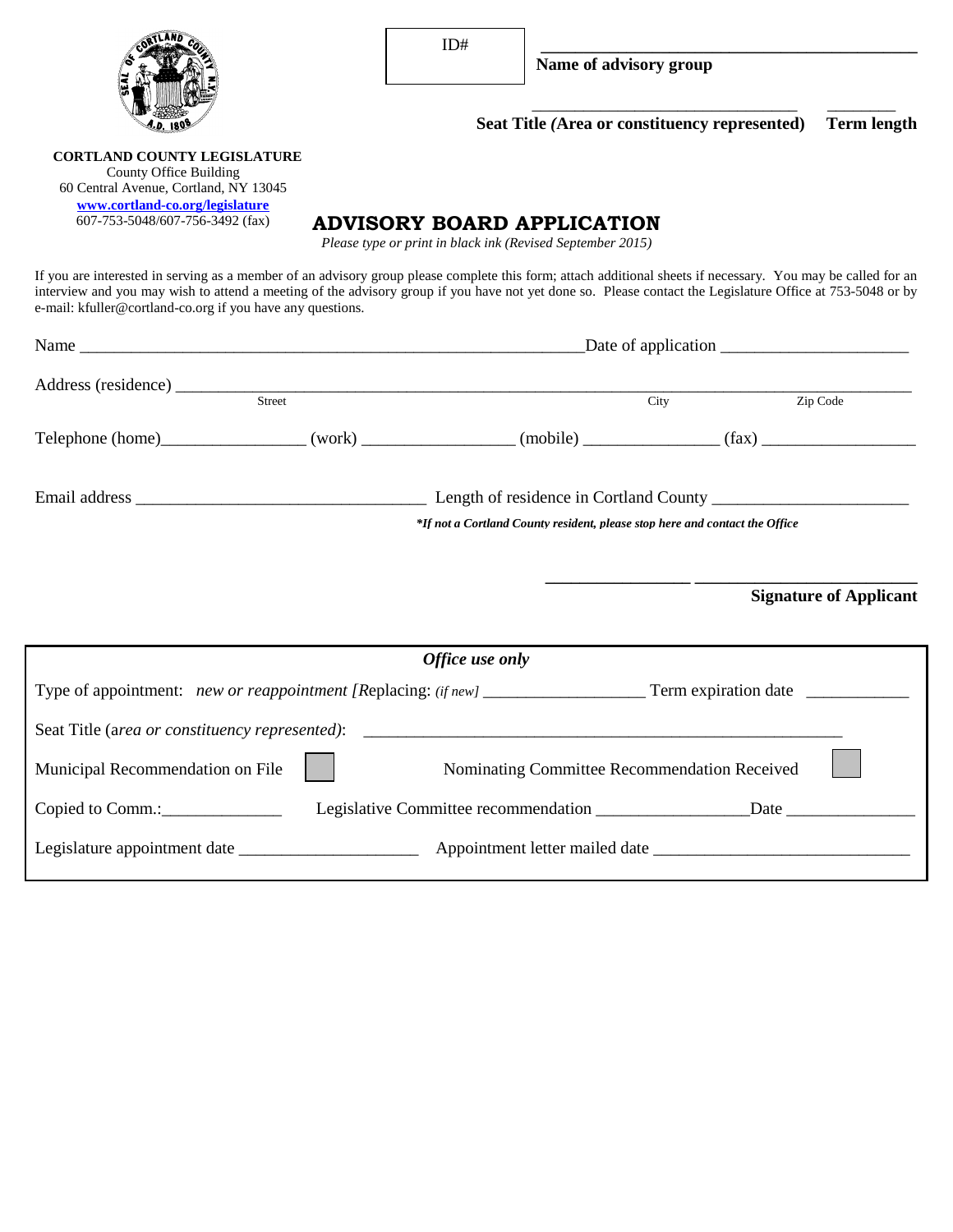ID#

_______________________________________
**Name of advisory group**

_______________________________ ________
**Seat Title (Area or constituency represented) Term length**

**CORTLAND COUNTY LEGISLATURE**
County Office Building
60 Central Avenue, Cortland, NY 13045
**www.cortland-co.org/legislature**
607-753-5048/607-756-3492 (fax)

# ADVISORY BOARD APPLICATION

*Please type or print in black ink (Revised September 2015)*

If you are interested in serving as a member of an advisory group please complete this form; attach additional sheets if necessary. You may be called for an interview and you may wish to attend a meeting of the advisory group if you have not yet done so. Please contact the Legislature Office at 753-5048 or by e-mail: kfuller@cortland-co.org if you have any questions.

Name ___________________________________________________________ Date of application _____________________

Address (residence) ______________________________________________________________________________
Street City Zip Code

Telephone (home)________________ (work) _________________ (mobile) _______________ (fax) _________________

Email address _________________________________ Length of residence in Cortland County ______________________

***If not a Cortland County resident, please stop here and contact the Office**

________________ ________________________
**Signature of Applicant**

---

***Office use only***

Type of appointment: *new or reappointment [R*eplacing: *(if new]* __________________ Term expiration date ___________

Seat Title (*area or constituency represented)*: _______________________________________________________

Municipal Recommendation on File ☐ Nominating Committee Recommendation Received ☐

Copied to Comm.:_____________ Legislative Committee recommendation _________________Date _______________

Legislature appointment date ____________________ Appointment letter mailed date _____________________________